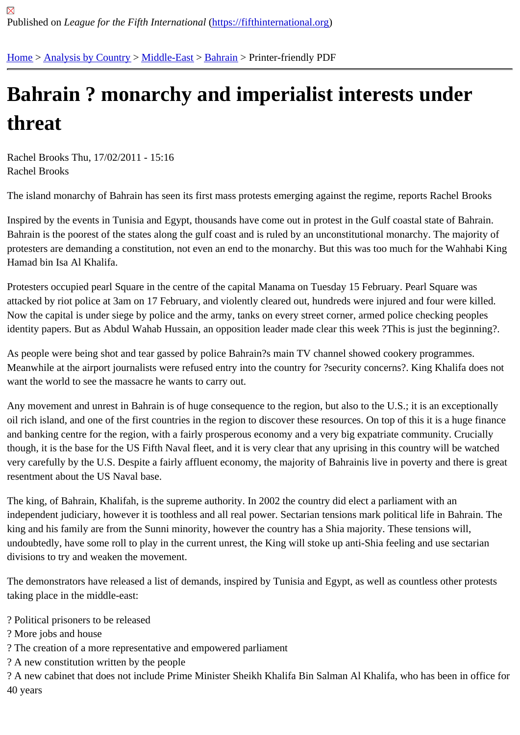Published on *League for the Fifth International* (https://fifthinternational.org)

Home > Analysis by Country > Middle-East > Bahrain > Printer-friendly PDF

# Bahrain ? monarchy and imperialist interests under threat

Rachel Brooks Thu, 17/02/2011 - 15:16
Rachel Brooks

The island monarchy of Bahrain has seen its first mass protests emerging against the regime, reports Rachel Brooks

Inspired by the events in Tunisia and Egypt, thousands have come out in protest in the Gulf coastal state of Bahrain. Bahrain is the poorest of the states along the gulf coast and is ruled by an unconstitutional monarchy. The majority of protesters are demanding a constitution, not even an end to the monarchy. But this was too much for the Wahhabi King Hamad bin Isa Al Khalifa.

Protesters occupied pearl Square in the centre of the capital Manama on Tuesday 15 February. Pearl Square was attacked by riot police at 3am on 17 February, and violently cleared out, hundreds were injured and four were killed. Now the capital is under siege by police and the army, tanks on every street corner, armed police checking peoples identity papers. But as Abdul Wahab Hussain, an opposition leader made clear this week ?This is just the beginning?.

As people were being shot and tear gassed by police Bahrain?s main TV channel showed cookery programmes. Meanwhile at the airport journalists were refused entry into the country for ?security concerns?. King Khalifa does not want the world to see the massacre he wants to carry out.

Any movement and unrest in Bahrain is of huge consequence to the region, but also to the U.S.; it is an exceptionally oil rich island, and one of the first countries in the region to discover these resources. On top of this it is a huge finance and banking centre for the region, with a fairly prosperous economy and a very big expatriate community. Crucially though, it is the base for the US Fifth Naval fleet, and it is very clear that any uprising in this country will be watched very carefully by the U.S. Despite a fairly affluent economy, the majority of Bahrainis live in poverty and there is great resentment about the US Naval base.

The king, of Bahrain, Khalifah, is the supreme authority. In 2002 the country did elect a parliament with an independent judiciary, however it is toothless and all real power. Sectarian tensions mark political life in Bahrain. The king and his family are from the Sunni minority, however the country has a Shia majority. These tensions will, undoubtedly, have some roll to play in the current unrest, the King will stoke up anti-Shia feeling and use sectarian divisions to try and weaken the movement.

The demonstrators have released a list of demands, inspired by Tunisia and Egypt, as well as countless other protests taking place in the middle-east:

? Political prisoners to be released
? More jobs and house
? The creation of a more representative and empowered parliament
? A new constitution written by the people
? A new cabinet that does not include Prime Minister Sheikh Khalifa Bin Salman Al Khalifa, who has been in office for 40 years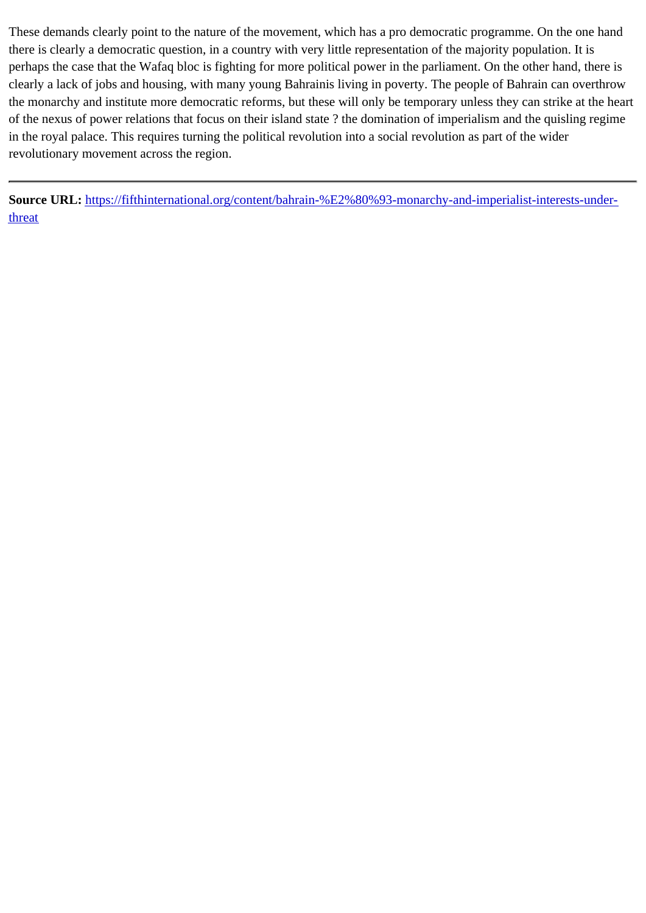These demands clearly point to the nature of the movement, which has a pro democratic programme. On the one hand there is clearly a democratic question, in a country with very little representation of the majority population. It is perhaps the case that the Wafaq bloc is fighting for more political power in the parliament. On the other hand, there is clearly a lack of jobs and housing, with many young Bahrainis living in poverty. The people of Bahrain can overthrow the monarchy and institute more democratic reforms, but these will only be temporary unless they can strike at the heart of the nexus of power relations that focus on their island state ? the domination of imperialism and the quisling regime in the royal palace. This requires turning the political revolution into a social revolution as part of the wider revolutionary movement across the region.

---

**Source URL:** https://fifthinternational.org/content/bahrain-%E2%80%93-monarchy-and-imperialist-interests-under-threat